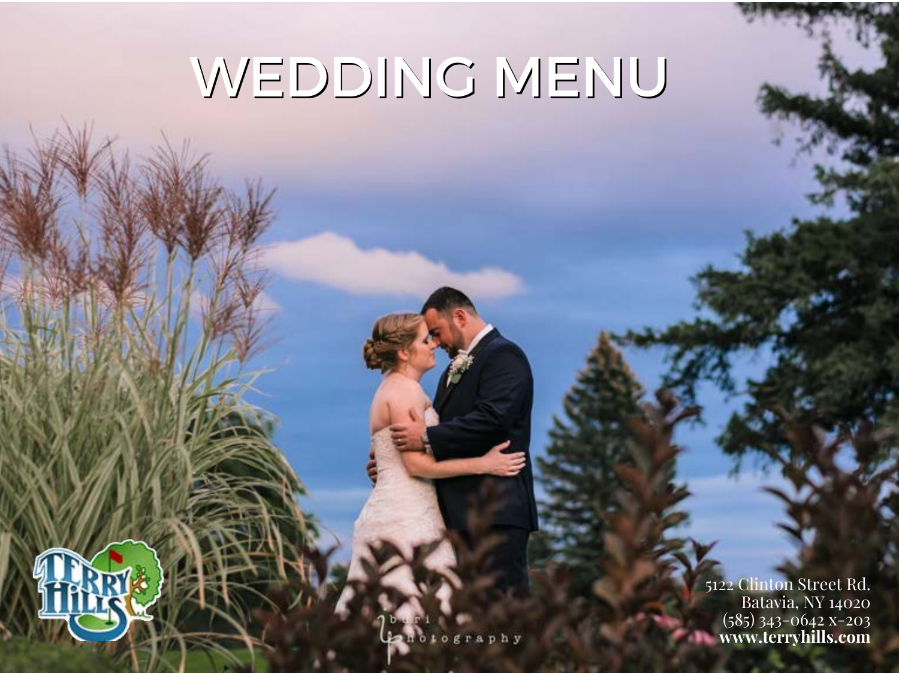# WEDDING MENU

5122 Clinton Street Rd.
Batavia, NY 14020
(585) 343-0642 x-203
**www.terryhills.com**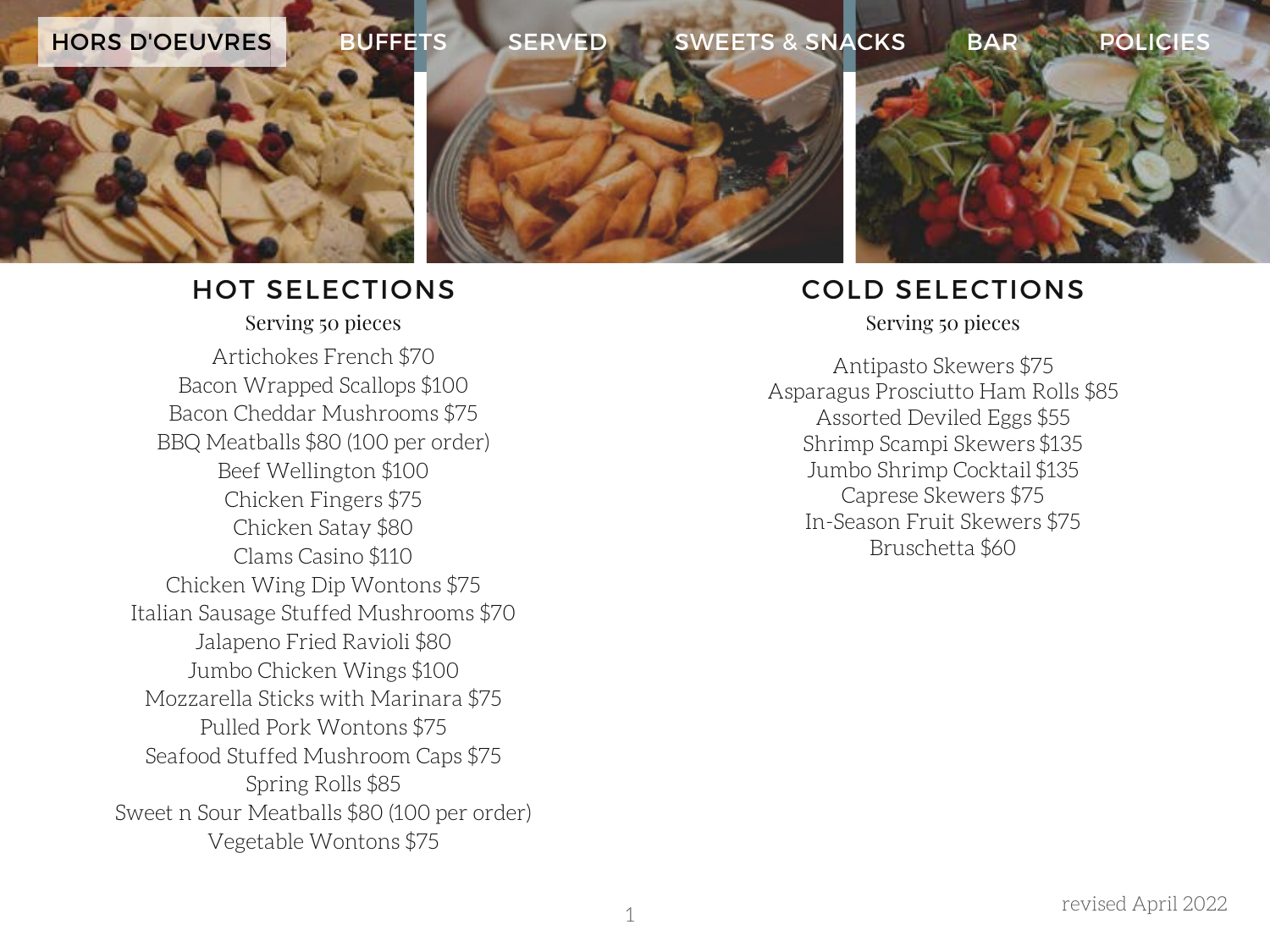HORS D'OEUVRES BUFFETS SERVED SWEETS & SNACKS BAR POLICIES

## HOT SELECTIONS

Serving 50 pieces

Artichokes French $70
Bacon Wrapped Scallops $100
Bacon Cheddar Mushrooms $75
BBQ Meatballs $80 (100 per order)
Beef Wellington $100
Chicken Fingers $75
Chicken Satay $80
Clams Casino $110
Chicken Wing Dip Wontons $75
Italian Sausage Stuffed Mushrooms $70
Jalapeno Fried Ravioli $80
Jumbo Chicken Wings $100
Mozzarella Sticks with Marinara $75
Pulled Pork Wontons $75
Seafood Stuffed Mushroom Caps $75
Spring Rolls $85
Sweet n Sour Meatballs $80 (100 per order)
Vegetable Wontons $75

## COLD SELECTIONS

Serving 50 pieces

Antipasto Skewers $75
Asparagus Prosciutto Ham Rolls $85
Assorted Deviled Eggs $55
Shrimp Scampi Skewers $135
Jumbo Shrimp Cocktail $135
Caprese Skewers $75
In-Season Fruit Skewers $75
Bruschetta $60

revised April 2022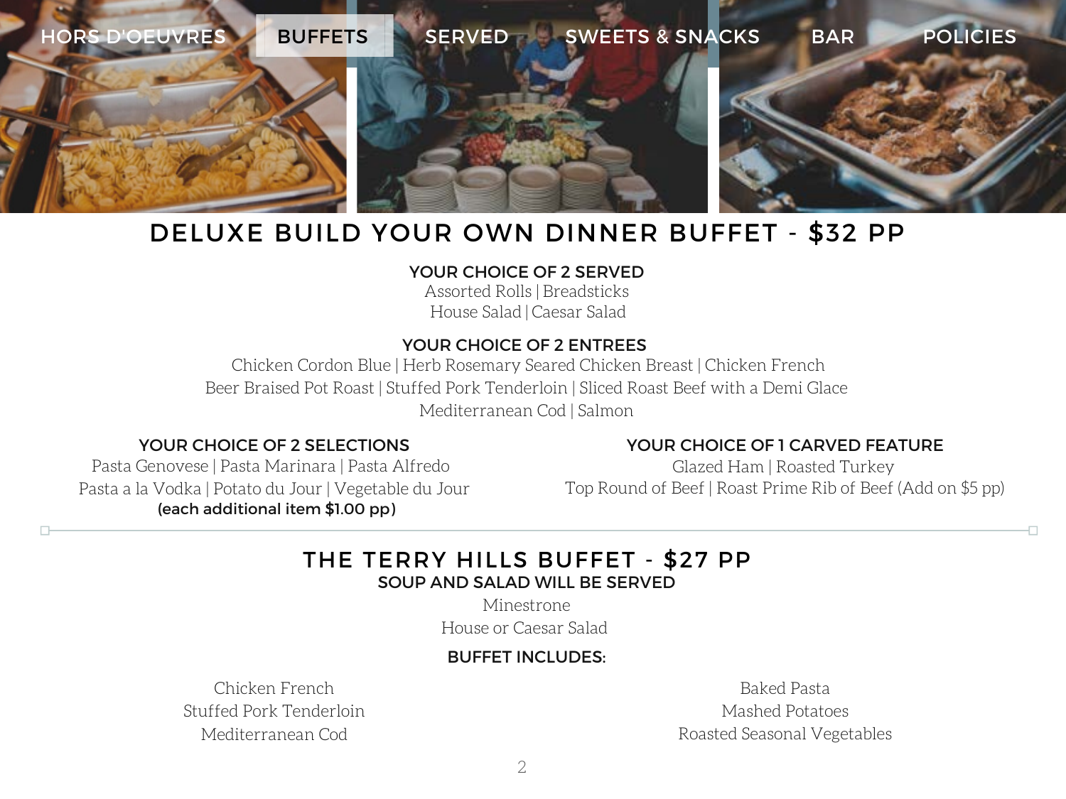HORS D'OEUVRES | BUFFETS | SERVED | SWEETS & SNACKS | BAR | POLICIES

# DELUXE BUILD YOUR OWN DINNER BUFFET - $32 PP

### YOUR CHOICE OF 2 SERVED

Assorted Rolls | Breadsticks
House Salad | Caesar Salad

### YOUR CHOICE OF 2 ENTREES

Chicken Cordon Blue | Herb Rosemary Seared Chicken Breast | Chicken French
Beer Braised Pot Roast | Stuffed Pork Tenderloin | Sliced Roast Beef with a Demi Glace
Mediterranean Cod | Salmon

### YOUR CHOICE OF 2 SELECTIONS

Pasta Genovese | Pasta Marinara | Pasta Alfredo
Pasta a la Vodka | Potato du Jour | Vegetable du Jour
**(each additional item $1.00 pp)**

### YOUR CHOICE OF 1 CARVED FEATURE

Glazed Ham | Roasted Turkey
Top Round of Beef | Roast Prime Rib of Beef (Add on $5 pp)

---

# THE TERRY HILLS BUFFET - $27 PP

### SOUP AND SALAD WILL BE SERVED

Minestrone
House or Caesar Salad

### BUFFET INCLUDES:

Chicken French
Stuffed Pork Tenderloin
Mediterranean Cod

Baked Pasta
Mashed Potatoes
Roasted Seasonal Vegetables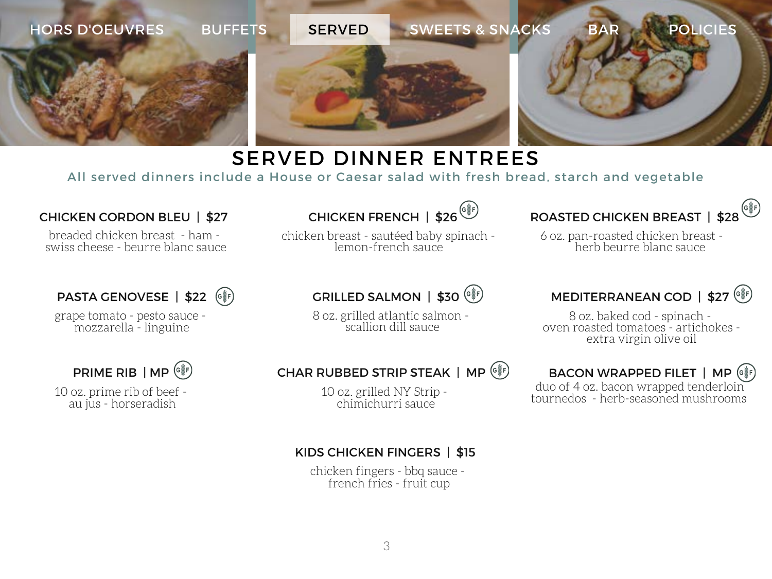HORS D'OEUVRES | BUFFETS | SERVED | SWEETS & SNACKS | BAR | POLICIES

# SERVED DINNER ENTREES

All served dinners include a House or Caesar salad with fresh bread, starch and vegetable

### CHICKEN CORDON BLEU | $27

breaded chicken breast - ham - swiss cheese - beurre blanc sauce

### CHICKEN FRENCH | $26 (GF)

chicken breast - sautéed baby spinach - lemon-french sauce

### ROASTED CHICKEN BREAST | $28 (GF)

6 oz. pan-roasted chicken breast - herb beurre blanc sauce

### PASTA GENOVESE | $22 (GF)

grape tomato - pesto sauce - mozzarella - linguine

### GRILLED SALMON | $30 (GF)

8 oz. grilled atlantic salmon - scallion dill sauce

### MEDITERRANEAN COD | $27 (GF)

8 oz. baked cod - spinach - oven roasted tomatoes - artichokes - extra virgin olive oil

### PRIME RIB | MP (GF)

10 oz. prime rib of beef - au jus - horseradish

### CHAR RUBBED STRIP STEAK | MP (GF)

10 oz. grilled NY Strip - chimichurri sauce

### BACON WRAPPED FILET | MP (GF)

duo of 4 oz. bacon wrapped tenderloin tournedos - herb-seasoned mushrooms

### KIDS CHICKEN FINGERS | $15

chicken fingers - bbq sauce - french fries - fruit cup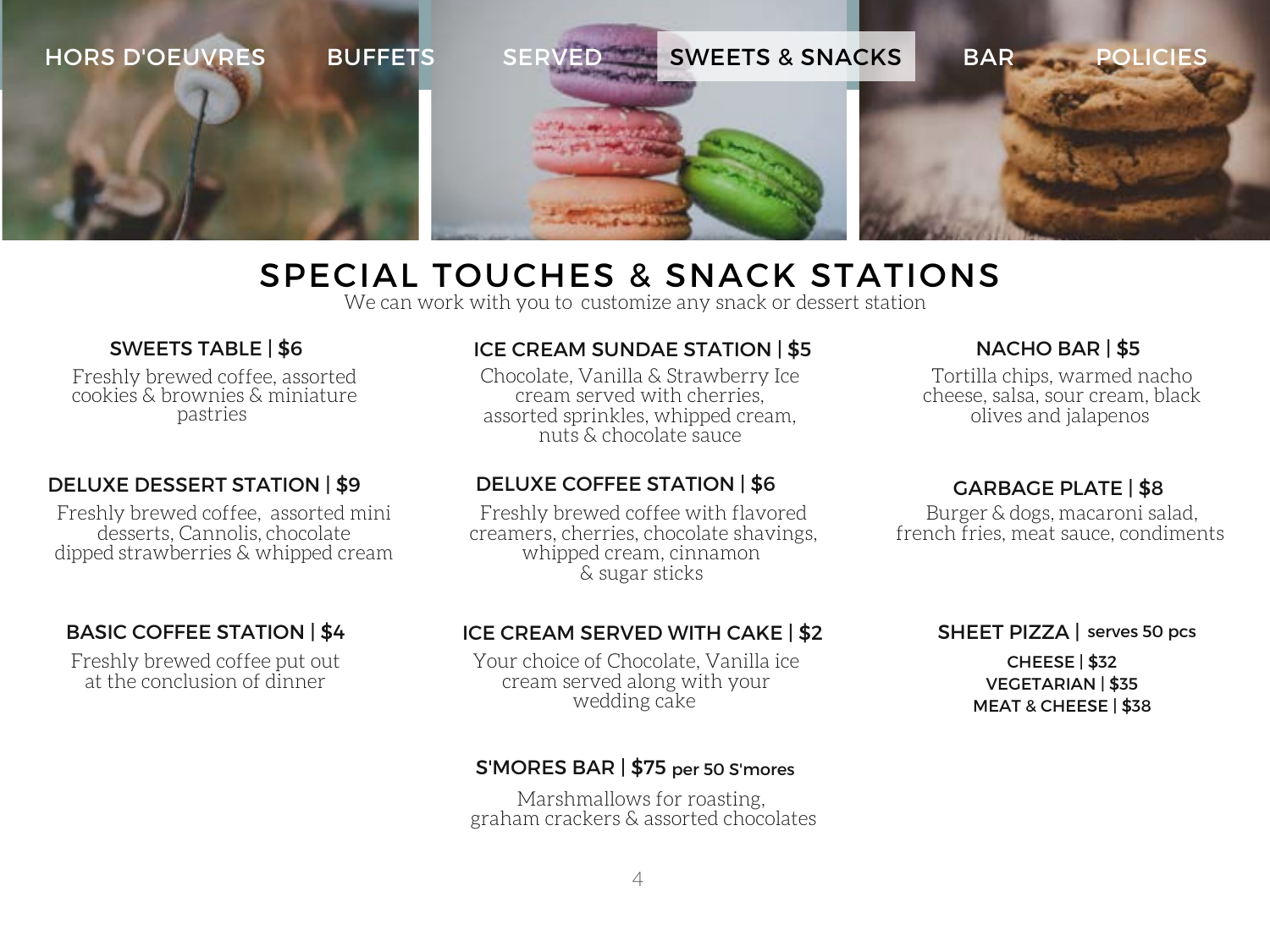HORS D'OEUVRES | BUFFETS | SERVED | SWEETS & SNACKS | BAR | POLICIES

# SPECIAL TOUCHES & SNACK STATIONS

We can work with you to customize any snack or dessert station

### SWEETS TABLE | $6

Freshly brewed coffee, assorted cookies & brownies & miniature pastries

### DELUXE DESSERT STATION | $9

Freshly brewed coffee, assorted mini desserts, Cannolis, chocolate dipped strawberries & whipped cream

### BASIC COFFEE STATION | $4

Freshly brewed coffee put out at the conclusion of dinner

### ICE CREAM SUNDAE STATION | $5

Chocolate, Vanilla & Strawberry Ice cream served with cherries, assorted sprinkles, whipped cream, nuts & chocolate sauce

### DELUXE COFFEE STATION | $6

Freshly brewed coffee with flavored creamers, cherries, chocolate shavings, whipped cream, cinnamon & sugar sticks

### ICE CREAM SERVED WITH CAKE | $2

Your choice of Chocolate, Vanilla ice cream served along with your wedding cake

### S'MORES BAR | $75 per 50 S'mores

Marshmallows for roasting, graham crackers & assorted chocolates

### NACHO BAR | $5

Tortilla chips, warmed nacho cheese, salsa, sour cream, black olives and jalapenos

### GARBAGE PLATE | $8

Burger & dogs, macaroni salad, french fries, meat sauce, condiments

### SHEET PIZZA | serves 50 pcs

CHEESE | $32
VEGETARIAN | $35
MEAT & CHEESE | $38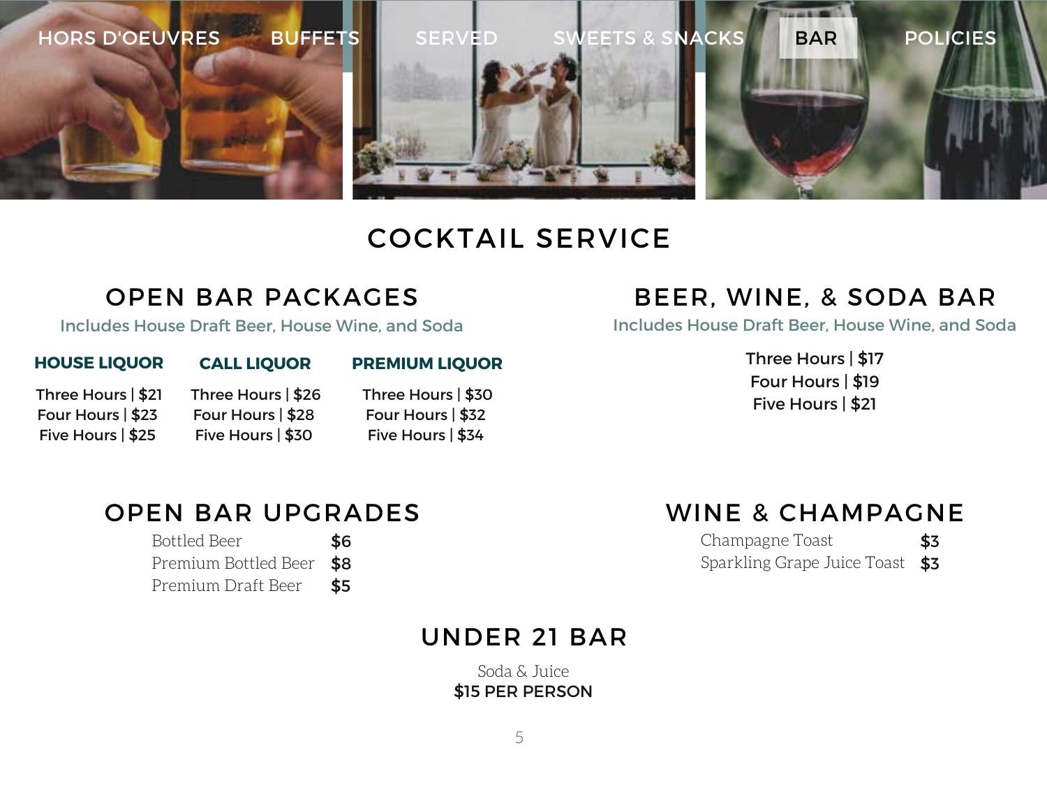HORS D'OEUVRES | BUFFETS | SERVED | SWEETS & SNACKS | BAR | POLICIES

# COCKTAIL SERVICE

## OPEN BAR PACKAGES

Includes House Draft Beer, House Wine, and Soda

| HOUSE LIQUOR | CALL LIQUOR | PREMIUM LIQUOR |
|---|---|---|
| Three Hours \| $21 | Three Hours \| $26 | Three Hours \| $30 |
| Four Hours \| $23 | Four Hours \| $28 | Four Hours \| $32 |
| Five Hours \| $25 | Five Hours \| $30 | Five Hours \| $34 |

## BEER, WINE, & SODA BAR

Includes House Draft Beer, House Wine, and Soda

Three Hours | $17
Four Hours | $19
Five Hours | $21

## OPEN BAR UPGRADES

| | |
|---|---|
| Bottled Beer | $6 |
| Premium Bottled Beer | $8 |
| Premium Draft Beer | $5 |

## WINE & CHAMPAGNE

| | |
|---|---|
| Champagne Toast | $3 |
| Sparkling Grape Juice Toast | $3 |

## UNDER 21 BAR

Soda & Juice
**$15 PER PERSON**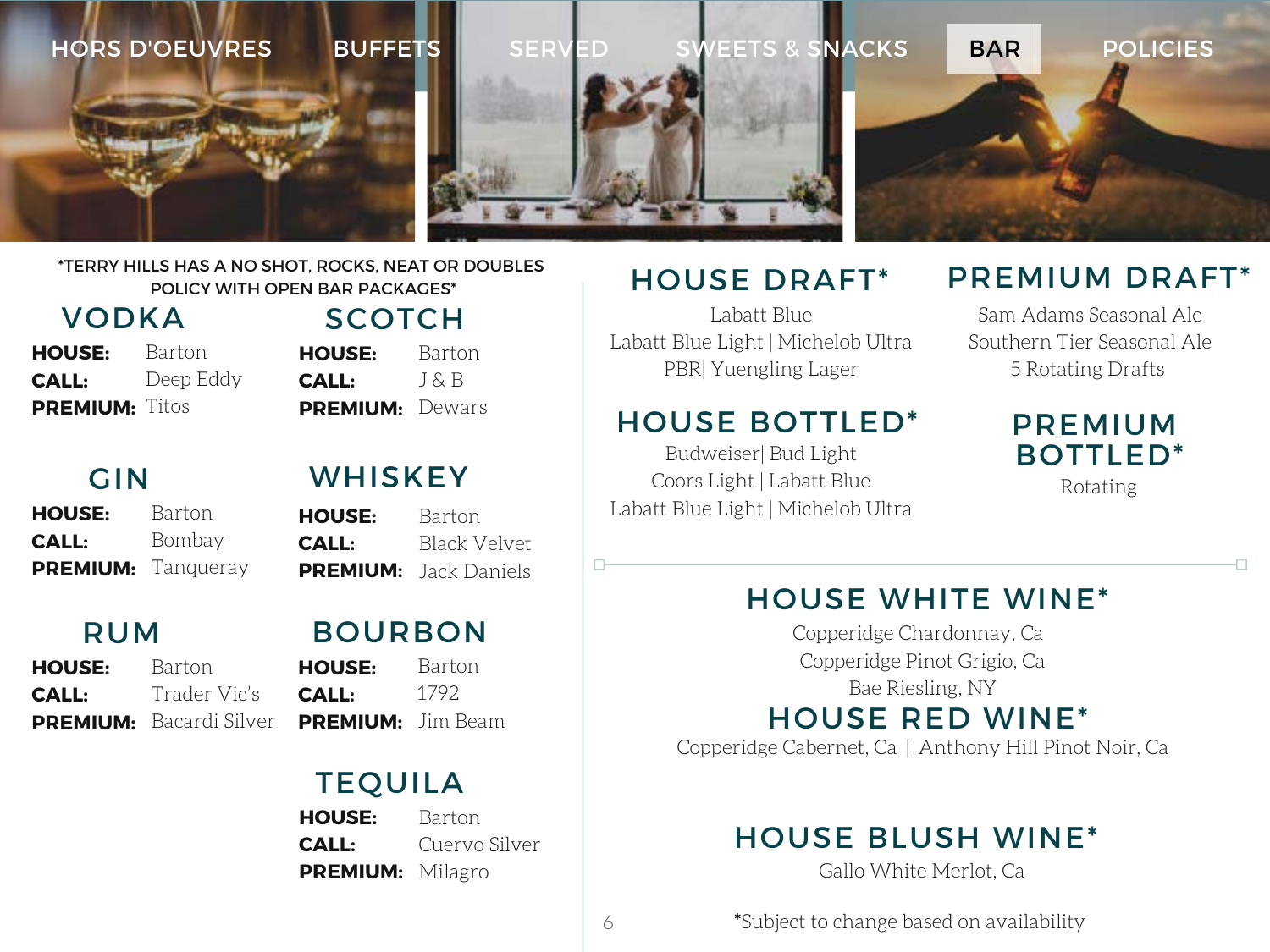HORS D'OEUVRES | BUFFETS | SERVED | SWEETS & SNACKS | BAR | POLICIES

*TERRY HILLS HAS A NO SHOT, ROCKS, NEAT OR DOUBLES POLICY WITH OPEN BAR PACKAGES*

## VODKA

**HOUSE:** Barton
**CALL:** Deep Eddy
**PREMIUM:** Titos

## SCOTCH

**HOUSE:** Barton
**CALL:** J & B
**PREMIUM:** Dewars

## GIN

**HOUSE:** Barton
**CALL:** Bombay
**PREMIUM:** Tanqueray

## WHISKEY

**HOUSE:** Barton
**CALL:** Black Velvet
**PREMIUM:** Jack Daniels

## RUM

**HOUSE:** Barton
**CALL:** Trader Vic's
**PREMIUM:** Bacardi Silver

## BOURBON

**HOUSE:** Barton
**CALL:** 1792
**PREMIUM:** Jim Beam

## TEQUILA

**HOUSE:** Barton
**CALL:** Cuervo Silver
**PREMIUM:** Milagro

## HOUSE DRAFT*

Labatt Blue
Labatt Blue Light | Michelob Ultra
PBR| Yuengling Lager

## PREMIUM DRAFT*

Sam Adams Seasonal Ale
Southern Tier Seasonal Ale
5 Rotating Drafts

## HOUSE BOTTLED*

Budweiser| Bud Light
Coors Light | Labatt Blue
Labatt Blue Light | Michelob Ultra

## PREMIUM BOTTLED*

Rotating

## HOUSE WHITE WINE*

Copperidge Chardonnay, Ca
Copperidge Pinot Grigio, Ca
Bae Riesling, NY

## HOUSE RED WINE*

Copperidge Cabernet, Ca | Anthony Hill Pinot Noir, Ca

## HOUSE BLUSH WINE*

Gallo White Merlot, Ca

*Subject to change based on availability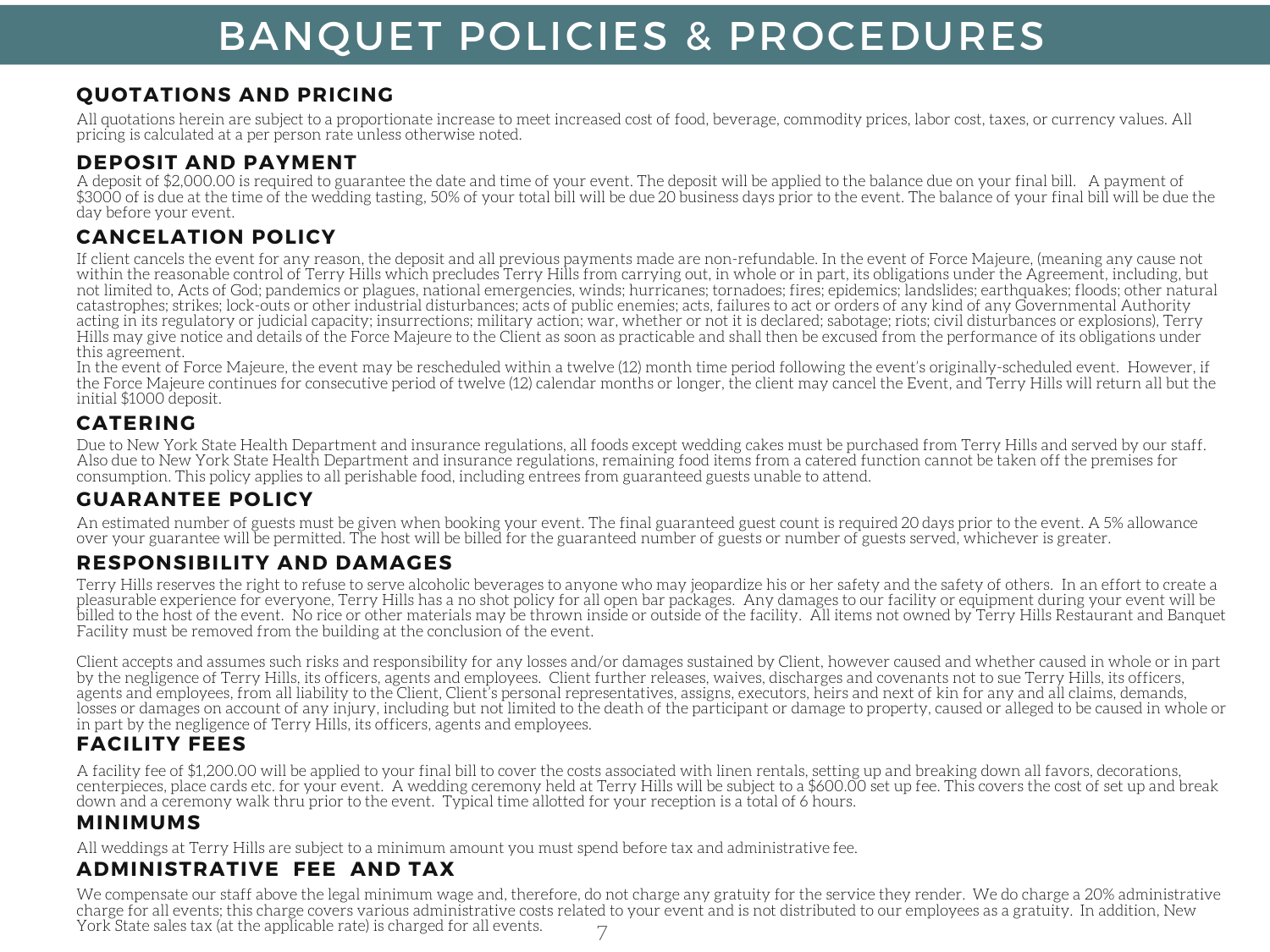# BANQUET POLICIES & PROCEDURES

## QUOTATIONS AND PRICING

All quotations herein are subject to a proportionate increase to meet increased cost of food, beverage, commodity prices, labor cost, taxes, or currency values. All pricing is calculated at a per person rate unless otherwise noted.

## DEPOSIT AND PAYMENT

A deposit of $2,000.00 is required to guarantee the date and time of your event. The deposit will be applied to the balance due on your final bill. A payment of $3000 of is due at the time of the wedding tasting, 50% of your total bill will be due 20 business days prior to the event. The balance of your final bill will be due the day before your event.

## CANCELATION POLICY

If client cancels the event for any reason, the deposit and all previous payments made are non-refundable. In the event of Force Majeure, (meaning any cause not within the reasonable control of Terry Hills which precludes Terry Hills from carrying out, in whole or in part, its obligations under the Agreement, including, but not limited to, Acts of God; pandemics or plagues, national emergencies, winds; hurricanes; tornadoes; fires; epidemics; landslides; earthquakes; floods; other natural catastrophes; strikes; lock-outs or other industrial disturbances; acts of public enemies; acts, failures to act or orders of any kind of any Governmental Authority acting in its regulatory or judicial capacity; insurrections; military action; war, whether or not it is declared; sabotage; riots; civil disturbances or explosions), Terry Hills may give notice and details of the Force Majeure to the Client as soon as practicable and shall then be excused from the performance of its obligations under this agreement.

In the event of Force Majeure, the event may be rescheduled within a twelve (12) month time period following the event's originally-scheduled event. However, if the Force Majeure continues for consecutive period of twelve (12) calendar months or longer, the client may cancel the Event, and Terry Hills will return all but the initial $1000 deposit.

## CATERING

Due to New York State Health Department and insurance regulations, all foods except wedding cakes must be purchased from Terry Hills and served by our staff. Also due to New York State Health Department and insurance regulations, remaining food items from a catered function cannot be taken off the premises for consumption. This policy applies to all perishable food, including entrees from guaranteed guests unable to attend.

## GUARANTEE POLICY

An estimated number of guests must be given when booking your event. The final guaranteed guest count is required 20 days prior to the event. A 5% allowance over your guarantee will be permitted. The host will be billed for the guaranteed number of guests or number of guests served, whichever is greater.

## RESPONSIBILITY AND DAMAGES

Terry Hills reserves the right to refuse to serve alcoholic beverages to anyone who may jeopardize his or her safety and the safety of others. In an effort to create a pleasurable experience for everyone, Terry Hills has a no shot policy for all open bar packages. Any damages to our facility or equipment during your event will be billed to the host of the event. No rice or other materials may be thrown inside or outside of the facility. All items not owned by Terry Hills Restaurant and Banquet Facility must be removed from the building at the conclusion of the event.

Client accepts and assumes such risks and responsibility for any losses and/or damages sustained by Client, however caused and whether caused in whole or in part by the negligence of Terry Hills, its officers, agents and employees. Client further releases, waives, discharges and covenants not to sue Terry Hills, its officers, agents and employees, from all liability to the Client, Client's personal representatives, assigns, executors, heirs and next of kin for any and all claims, demands, losses or damages on account of any injury, including but not limited to the death of the participant or damage to property, caused or alleged to be caused in whole or in part by the negligence of Terry Hills, its officers, agents and employees.

## FACILITY FEES

A facility fee of $1,200.00 will be applied to your final bill to cover the costs associated with linen rentals, setting up and breaking down all favors, decorations, centerpieces, place cards etc. for your event. A wedding ceremony held at Terry Hills will be subject to a $600.00 set up fee. This covers the cost of set up and break down and a ceremony walk thru prior to the event. Typical time allotted for your reception is a total of 6 hours.

## MINIMUMS

All weddings at Terry Hills are subject to a minimum amount you must spend before tax and administrative fee.

## ADMINISTRATIVE FEE AND TAX

We compensate our staff above the legal minimum wage and, therefore, do not charge any gratuity for the service they render. We do charge a 20% administrative charge for all events; this charge covers various administrative costs related to your event and is not distributed to our employees as a gratuity. In addition, New York State sales tax (at the applicable rate) is charged for all events.